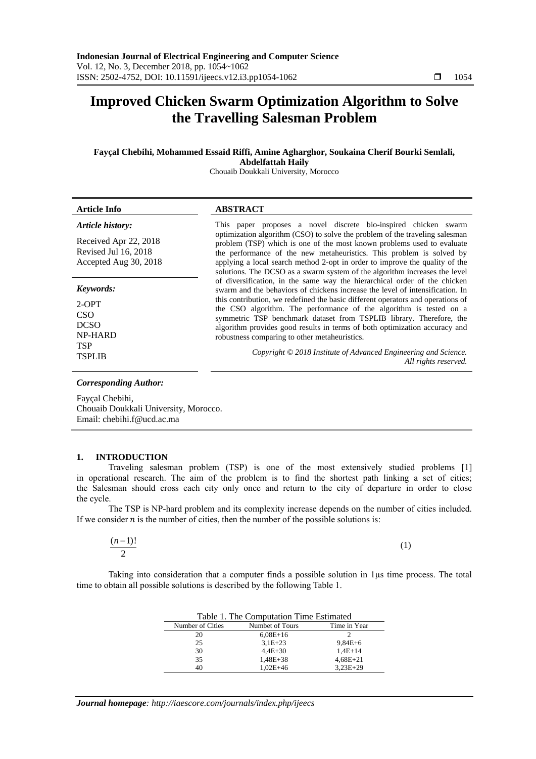# Improved Chicken Swarm Optimization Algorithm to Solve the Travelling Salesman Problem

**Fayçal Chebihi, Mohammed Essaid Riffi, Amine Agharghor, Soukaina Cherif Bourki Semlali, Abdelfattah Haily**

Chouaib Doukkali University, Morocco

**Article Info**

***Article history:***

Received Apr 22, 2018
Revised Jul 16, 2018
Accepted Aug 30, 2018

***Keywords:***

2-OPT
CSO
DCSO
NP-HARD
TSP
TSPLIB

**ABSTRACT**

This paper proposes a novel discrete bio-inspired chicken swarm optimization algorithm (CSO) to solve the problem of the traveling salesman problem (TSP) which is one of the most known problems used to evaluate the performance of the new metaheuristics. This problem is solved by applying a local search method 2-opt in order to improve the quality of the solutions. The DCSO as a swarm system of the algorithm increases the level of diversification, in the same way the hierarchical order of the chicken swarm and the behaviors of chickens increase the level of intensification. In this contribution, we redefined the basic different operators and operations of the CSO algorithm. The performance of the algorithm is tested on a symmetric TSP benchmark dataset from TSPLIB library. Therefore, the algorithm provides good results in terms of both optimization accuracy and robustness comparing to other metaheuristics.

*Copyright © 2018 Institute of Advanced Engineering and Science. All rights reserved.*

***Corresponding Author:***

Fayçal Chebihi,
Chouaib Doukkali University, Morocco.
Email: chebihi.f@ucd.ac.ma

## 1. INTRODUCTION

Traveling salesman problem (TSP) is one of the most extensively studied problems [1] in operational research. The aim of the problem is to find the shortest path linking a set of cities; the Salesman should cross each city only once and return to the city of departure in order to close the cycle.

The TSP is NP-hard problem and its complexity increase depends on the number of cities included. If we consider $n$ is the number of cities, then the number of the possible solutions is:

$$\frac{(n-1)!}{2} \tag{1}$$

Taking into consideration that a computer finds a possible solution in 1μs time process. The total time to obtain all possible solutions is described by the following Table 1.

Table 1. The Computation Time Estimated

| Number of Cities | Numbet of Tours | Time in Year |
|---|---|---|
| 20 | 6,08E+16 | 2 |
| 25 | 3,1E+23 | 9,84E+6 |
| 30 | 4,4E+30 | 1,4E+14 |
| 35 | 1,48E+38 | 4,68E+21 |
| 40 | 1,02E+46 | 3,23E+29 |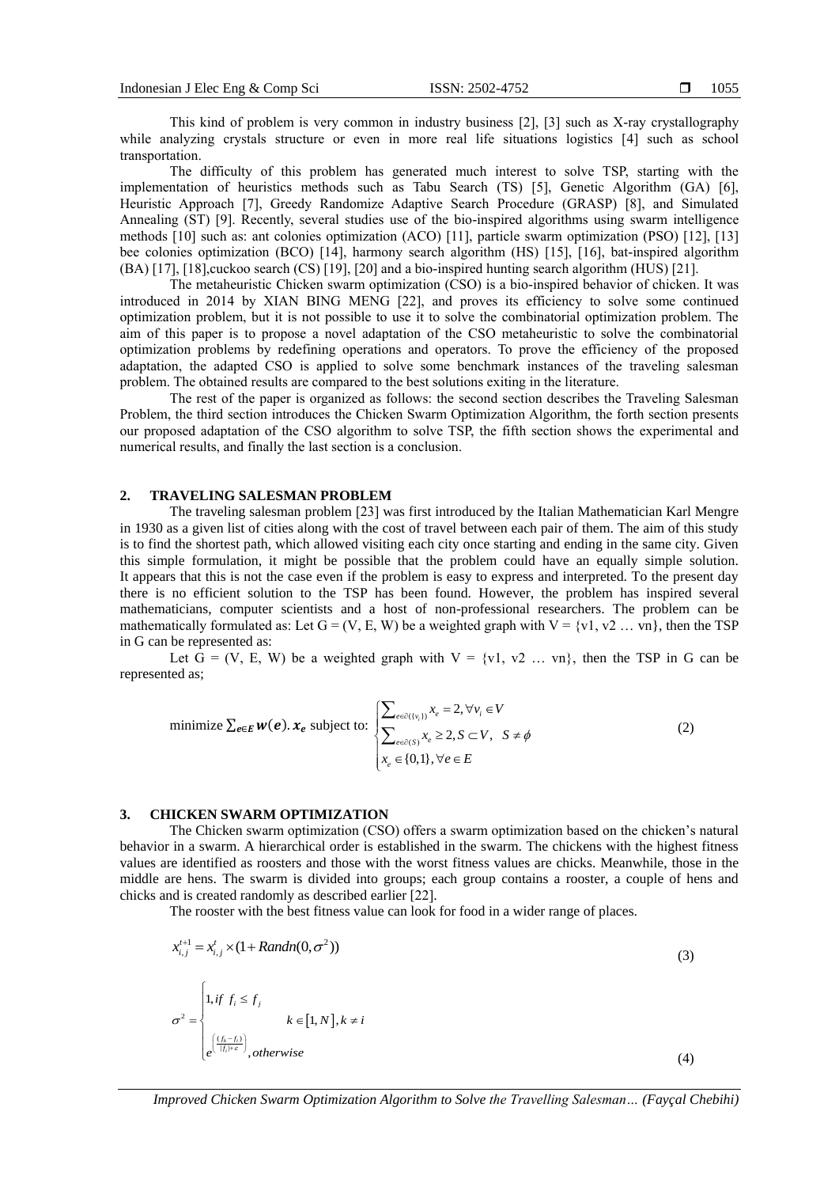This kind of problem is very common in industry business [2], [3] such as X-ray crystallography while analyzing crystals structure or even in more real life situations logistics [4] such as school transportation.

The difficulty of this problem has generated much interest to solve TSP, starting with the implementation of heuristics methods such as Tabu Search (TS) [5], Genetic Algorithm (GA) [6], Heuristic Approach [7], Greedy Randomize Adaptive Search Procedure (GRASP) [8], and Simulated Annealing (ST) [9]. Recently, several studies use of the bio-inspired algorithms using swarm intelligence methods [10] such as: ant colonies optimization (ACO) [11], particle swarm optimization (PSO) [12], [13] bee colonies optimization (BCO) [14], harmony search algorithm (HS) [15], [16], bat-inspired algorithm (BA) [17], [18],cuckoo search (CS) [19], [20] and a bio-inspired hunting search algorithm (HUS) [21].

The metaheuristic Chicken swarm optimization (CSO) is a bio-inspired behavior of chicken. It was introduced in 2014 by XIAN BING MENG [22], and proves its efficiency to solve some continued optimization problem, but it is not possible to use it to solve the combinatorial optimization problem. The aim of this paper is to propose a novel adaptation of the CSO metaheuristic to solve the combinatorial optimization problems by redefining operations and operators. To prove the efficiency of the proposed adaptation, the adapted CSO is applied to solve some benchmark instances of the traveling salesman problem. The obtained results are compared to the best solutions exiting in the literature.

The rest of the paper is organized as follows: the second section describes the Traveling Salesman Problem, the third section introduces the Chicken Swarm Optimization Algorithm, the forth section presents our proposed adaptation of the CSO algorithm to solve TSP, the fifth section shows the experimental and numerical results, and finally the last section is a conclusion.

## 2. TRAVELING SALESMAN PROBLEM

The traveling salesman problem [23] was first introduced by the Italian Mathematician Karl Mengre in 1930 as a given list of cities along with the cost of travel between each pair of them. The aim of this study is to find the shortest path, which allowed visiting each city once starting and ending in the same city. Given this simple formulation, it might be possible that the problem could have an equally simple solution. It appears that this is not the case even if the problem is easy to express and interpreted. To the present day there is no efficient solution to the TSP has been found. However, the problem has inspired several mathematicians, computer scientists and a host of non-professional researchers. The problem can be mathematically formulated as: Let G = (V, E, W) be a weighted graph with V = {v1, v2 … vn}, then the TSP in G can be represented as:

Let G = (V, E, W) be a weighted graph with V = {v1, v2 … vn}, then the TSP in G can be represented as;

$$\text{minimize } \sum_{e \in E} \boldsymbol{w}(\boldsymbol{e}).\boldsymbol{x_e} \text{ subject to: } \begin{cases} \sum_{e \in \partial(\{v_i\})} x_e = 2, \forall v_i \in V \\ \sum_{e \in \partial(S)} x_e \geq 2, S \subset V, \ \ S \neq \phi \\ x_e \in \{0,1\}, \forall e \in E \end{cases} \tag{2}$$

## 3. CHICKEN SWARM OPTIMIZATION

The Chicken swarm optimization (CSO) offers a swarm optimization based on the chicken's natural behavior in a swarm. A hierarchical order is established in the swarm. The chickens with the highest fitness values are identified as roosters and those with the worst fitness values are chicks. Meanwhile, those in the middle are hens. The swarm is divided into groups; each group contains a rooster, a couple of hens and chicks and is created randomly as described earlier [22].

The rooster with the best fitness value can look for food in a wider range of places.

$$x_{i,j}^{t+1} = x_{i,j}^{t} \times (1 + Randn(0, \sigma^2)) \tag{3}$$

$$\sigma^2 = \begin{cases} 1, if \ \ f_i \leq f_j \\ \qquad\qquad\qquad k \in [1, N], k \neq i \\ e^{\left(\frac{(f_k - f_i)}{|f_i| + \varepsilon}\right)}, otherwise \end{cases} \tag{4}$$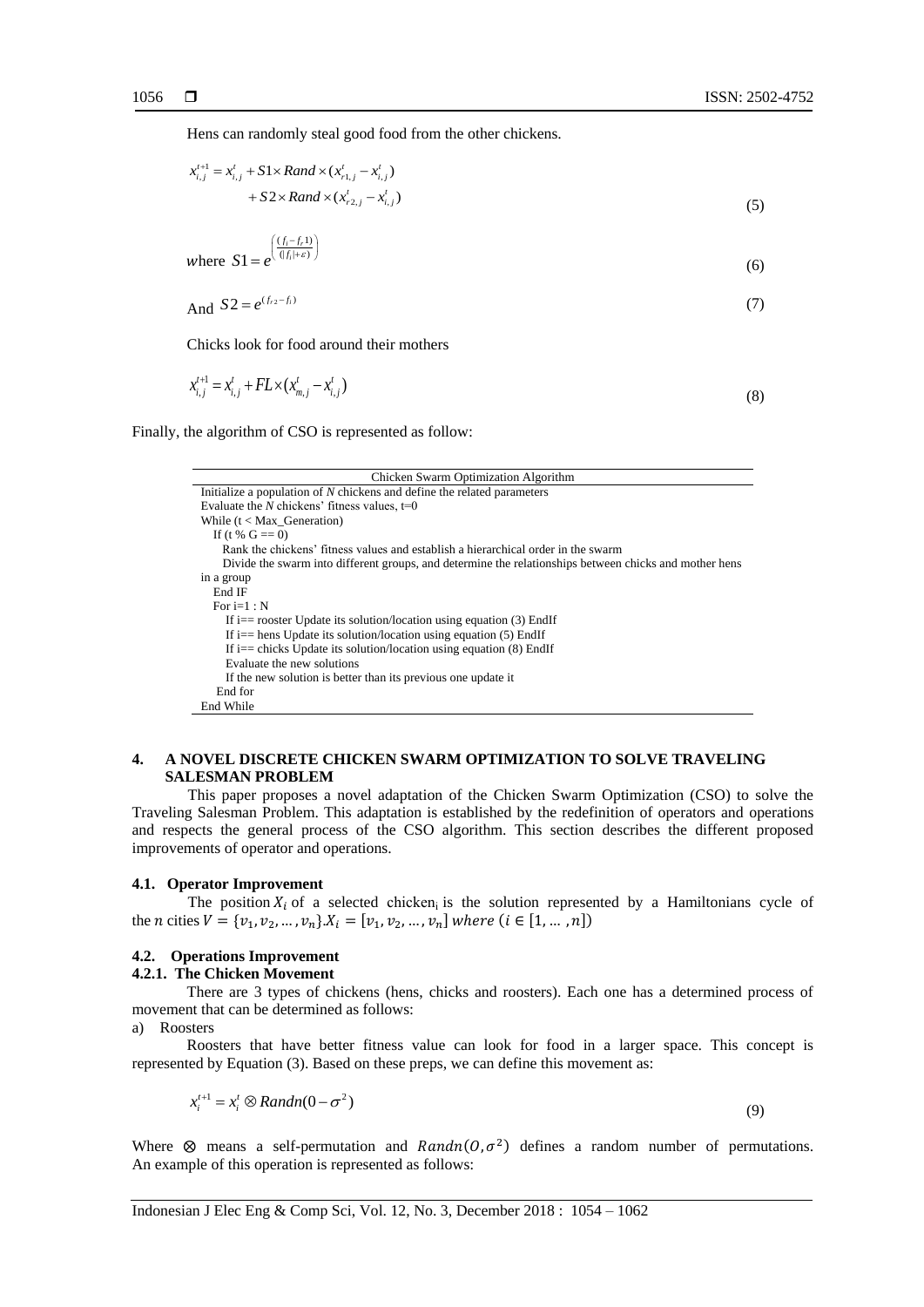Hens can randomly steal good food from the other chickens.

$$x_{i,j}^{t+1} = x_{i,j}^{t} + S1 \times Rand \times (x_{r1,j}^{t} - x_{i,j}^{t}) + S2 \times Rand \times (x_{r2,j}^{t} - x_{i,j}^{t}) \tag{5}$$

$$\text{where } S1 = e^{\left(\frac{(f_i - f_r 1)}{(|f_i| + \varepsilon)}\right)} \tag{6}$$

$$\text{And } S2 = e^{(f_{r2} - f_i)} \tag{7}$$

Chicks look for food around their mothers

$$x_{i,j}^{t+1} = x_{i,j}^{t} + FL \times (x_{m,j}^{t} - x_{i,j}^{t}) \tag{8}$$

Finally, the algorithm of CSO is represented as follow:

```
Chicken Swarm Optimization Algorithm
Initialize a population of N chickens and define the related parameters
Evaluate the N chickens' fitness values, t=0
While (t < Max_Generation)
  If (t % G == 0)
    Rank the chickens' fitness values and establish a hierarchical order in the swarm
    Divide the swarm into different groups, and determine the relationships between chicks and mother hens
in a group
  End IF
  For i=1 : N
    If i== rooster Update its solution/location using equation (3) EndIf
    If i== hens Update its solution/location using equation (5) EndIf
    If i== chicks Update its solution/location using equation (8) EndIf
    Evaluate the new solutions
    If the new solution is better than its previous one update it
  End for
End While
```

## 4. A NOVEL DISCRETE CHICKEN SWARM OPTIMIZATION TO SOLVE TRAVELING SALESMAN PROBLEM

This paper proposes a novel adaptation of the Chicken Swarm Optimization (CSO) to solve the Traveling Salesman Problem. This adaptation is established by the redefinition of operators and operations and respects the general process of the CSO algorithm. This section describes the different proposed improvements of operator and operations.

### 4.1. Operator Improvement

The position $X_i$ of a selected chicken$_i$ is the solution represented by a Hamiltonians cycle of the $n$ cities $V = \{v_1, v_2, \dots, v_n\}$.$X_i = [v_1, v_2, \dots, v_n]$ $where$ $(i \in [1, \dots, n])$

### 4.2. Operations Improvement

#### 4.2.1. The Chicken Movement

There are 3 types of chickens (hens, chicks and roosters). Each one has a determined process of movement that can be determined as follows:

a) Roosters

Roosters that have better fitness value can look for food in a larger space. This concept is represented by Equation (3). Based on these preps, we can define this movement as:

$$x_i^{t+1} = x_i^t \otimes Randn(0 - \sigma^2) \tag{9}$$

Where $\otimes$ means a self-permutation and $Randn(O, \sigma^2)$ defines a random number of permutations. An example of this operation is represented as follows: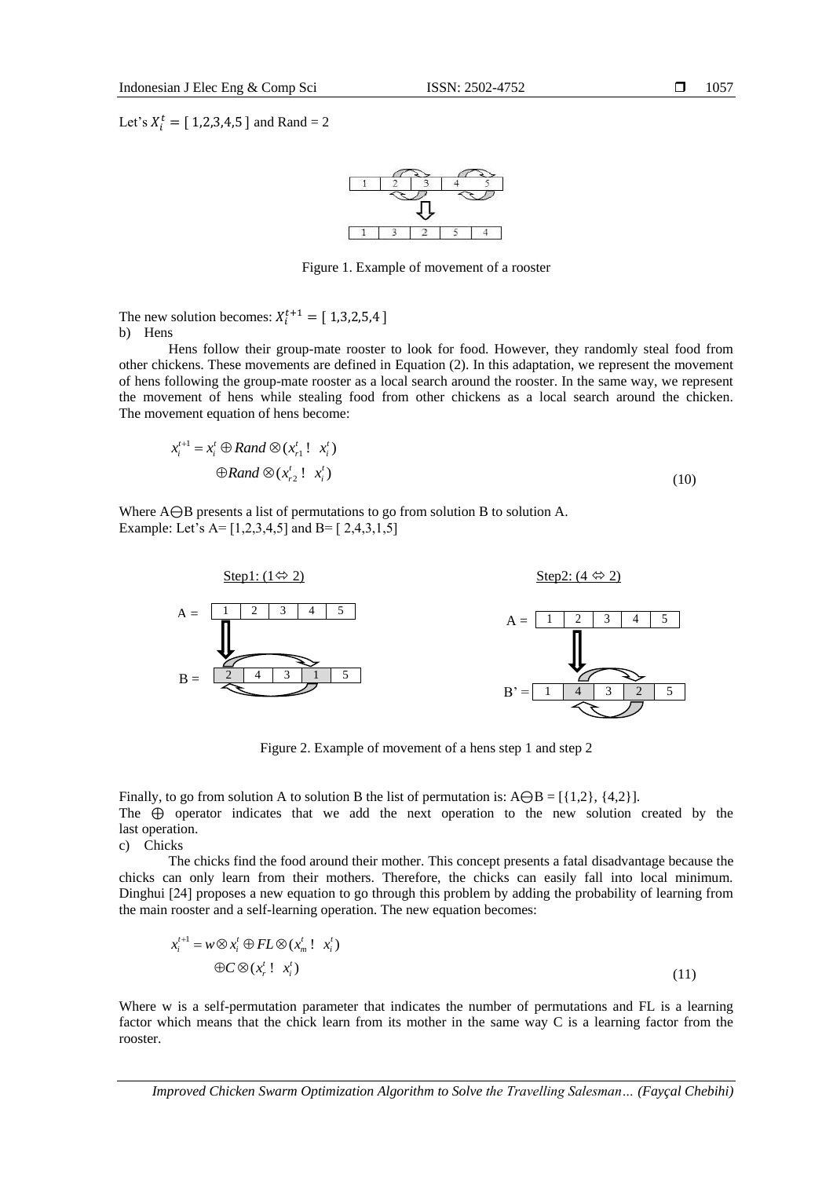Let's $X_i^t = [\,1,2,3,4,5\,]$ and Rand = 2

Figure 1. Example of movement of a rooster

The new solution becomes: $X_i^{t+1} = [\,1,3,2,5,4\,]$

b) Hens

Hens follow their group-mate rooster to look for food. However, they randomly steal food from other chickens. These movements are defined in Equation (2). In this adaptation, we represent the movement of hens following the group-mate rooster as a local search around the rooster. In the same way, we represent the movement of hens while stealing food from other chickens as a local search around the chicken. The movement equation of hens become:

$$x_i^{t+1} = x_i^t \oplus Rand \otimes (x_{r1}^t \ominus x_i^t) \oplus Rand \otimes (x_{r2}^t \ominus x_i^t) \tag{10}$$

Where A⊖B presents a list of permutations to go from solution B to solution A.

Example: Let's A= [1,2,3,4,5] and B= [ 2,4,3,1,5]

Step1: (1⇔ 2)

A = | 1 | 2 | 3 | 4 | 5 |

B = | 2 | 4 | 3 | 1 | 5 |

Step2: (4 ⇔ 2)

A = | 1 | 2 | 3 | 4 | 5 |

B' = | 1 | 4 | 3 | 2 | 5 |

Figure 2. Example of movement of a hens step 1 and step 2

Finally, to go from solution A to solution B the list of permutation is: A⊖B = [{1,2}, {4,2}].

The ⊕ operator indicates that we add the next operation to the new solution created by the last operation.

c) Chicks

The chicks find the food around their mother. This concept presents a fatal disadvantage because the chicks can only learn from their mothers. Therefore, the chicks can easily fall into local minimum. Dinghui [24] proposes a new equation to go through this problem by adding the probability of learning from the main rooster and a self-learning operation. The new equation becomes:

$$x_i^{t+1} = w \otimes x_i^t \oplus FL \otimes (x_m^t \ominus x_i^t) \oplus C \otimes (x_r^t \ominus x_i^t) \tag{11}$$

Where w is a self-permutation parameter that indicates the number of permutations and FL is a learning factor which means that the chick learn from its mother in the same way C is a learning factor from the rooster.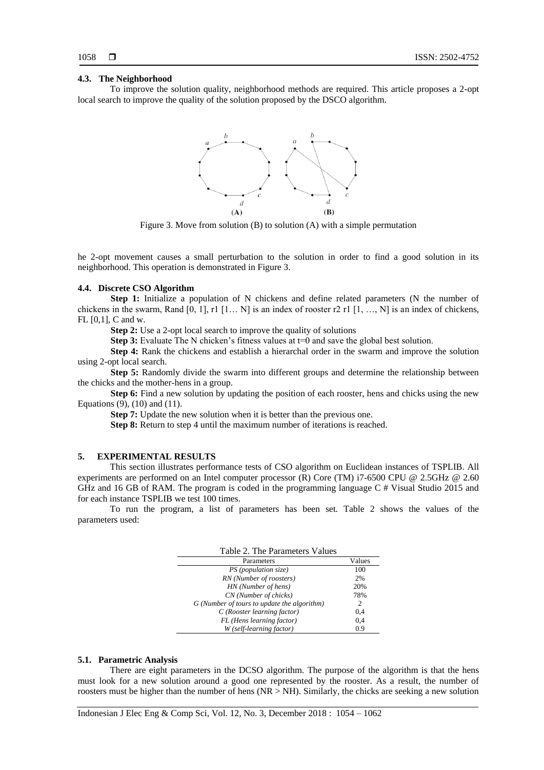### 4.3. The Neighborhood

To improve the solution quality, neighborhood methods are required. This article proposes a 2-opt local search to improve the quality of the solution proposed by the DSCO algorithm.

Figure 3. Move from solution (B) to solution (A) with a simple permutation

he 2-opt movement causes a small perturbation to the solution in order to find a good solution in its neighborhood. This operation is demonstrated in Figure 3.

### 4.4. Discrete CSO Algorithm

**Step 1:** Initialize a population of N chickens and define related parameters (N the number of chickens in the swarm, Rand [0, 1], r1 [1… N] is an index of rooster r2 r1 [1, …, N] is an index of chickens, FL [0,1], C and w.

**Step 2:** Use a 2-opt local search to improve the quality of solutions

**Step 3:** Evaluate The N chicken's fitness values at t=0 and save the global best solution.

**Step 4:** Rank the chickens and establish a hierarchal order in the swarm and improve the solution using 2-opt local search.

**Step 5:** Randomly divide the swarm into different groups and determine the relationship between the chicks and the mother-hens in a group.

**Step 6:** Find a new solution by updating the position of each rooster, hens and chicks using the new Equations (9), (10) and (11).

**Step 7:** Update the new solution when it is better than the previous one.

**Step 8:** Return to step 4 until the maximum number of iterations is reached.

## 5. EXPERIMENTAL RESULTS

This section illustrates performance tests of CSO algorithm on Euclidean instances of TSPLIB. All experiments are performed on an Intel computer processor (R) Core (TM) i7-6500 CPU @ 2.5GHz @ 2.60 GHz and 16 GB of RAM. The program is coded in the programming language C # Visual Studio 2015 and for each instance TSPLIB we test 100 times.

To run the program, a list of parameters has been set. Table 2 shows the values of the parameters used:

Table 2. The Parameters Values

| Parameters | Values |
|---|---|
| *PS (population size)* | 100 |
| *RN (Number of roosters)* | 2% |
| *HN (Number of hens)* | 20% |
| *CN (Number of chicks)* | 78% |
| *G (Number of tours to update the algorithm)* | 2 |
| *C (Rooster learning factor)* | 0,4 |
| *FL (Hens learning factor)* | 0,4 |
| *W (self-learning factor)* | 0.9 |

### 5.1. Parametric Analysis

There are eight parameters in the DCSO algorithm. The purpose of the algorithm is that the hens must look for a new solution around a good one represented by the rooster. As a result, the number of roosters must be higher than the number of hens (NR > NH). Similarly, the chicks are seeking a new solution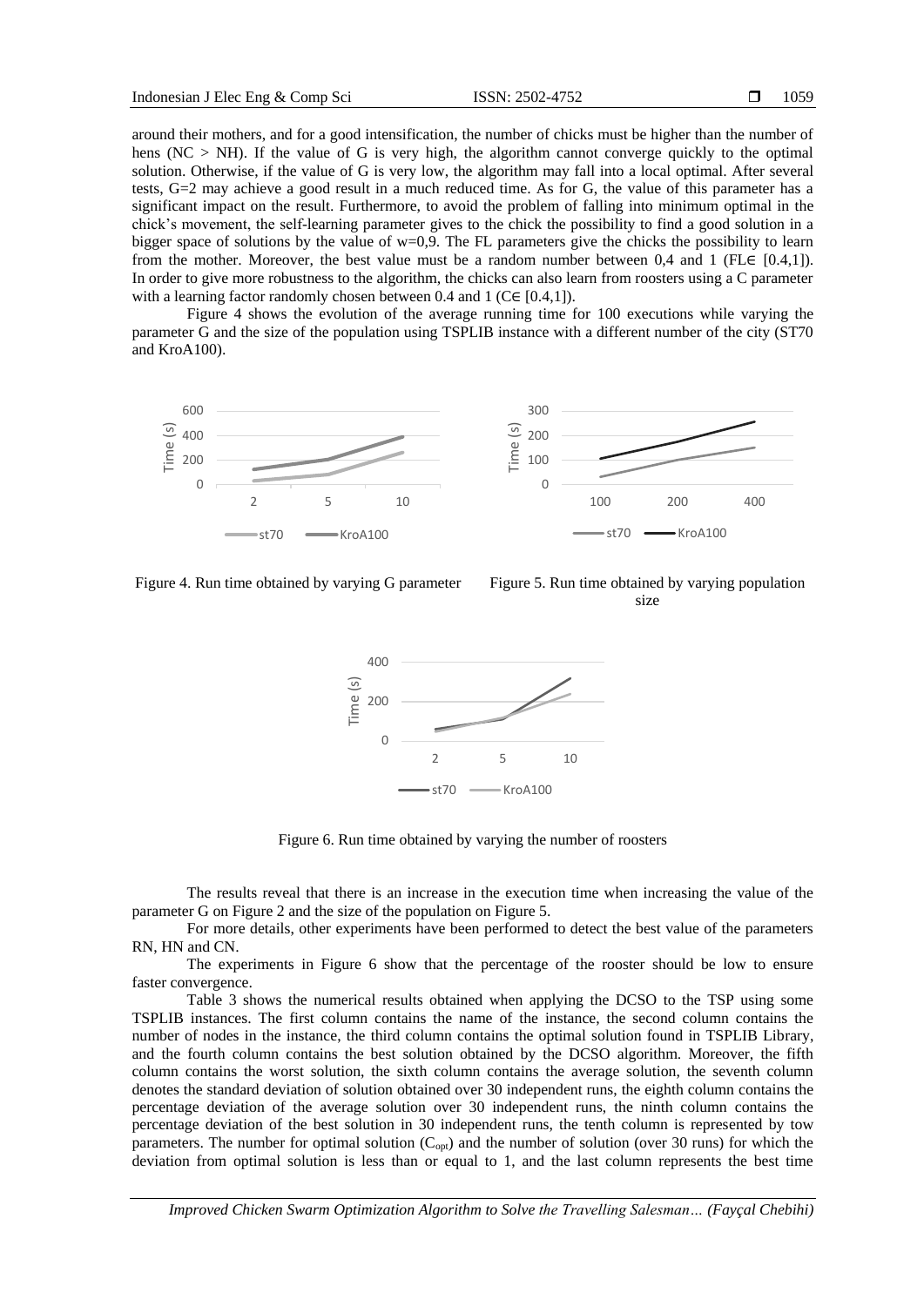around their mothers, and for a good intensification, the number of chicks must be higher than the number of hens (NC > NH). If the value of G is very high, the algorithm cannot converge quickly to the optimal solution. Otherwise, if the value of G is very low, the algorithm may fall into a local optimal. After several tests, G=2 may achieve a good result in a much reduced time. As for G, the value of this parameter has a significant impact on the result. Furthermore, to avoid the problem of falling into minimum optimal in the chick's movement, the self-learning parameter gives to the chick the possibility to find a good solution in a bigger space of solutions by the value of w=0,9. The FL parameters give the chicks the possibility to learn from the mother. Moreover, the best value must be a random number between 0,4 and 1 (FL∈ [0.4,1]). In order to give more robustness to the algorithm, the chicks can also learn from roosters using a C parameter with a learning factor randomly chosen between 0.4 and 1 (C∈ [0.4,1]).

Figure 4 shows the evolution of the average running time for 100 executions while varying the parameter G and the size of the population using TSPLIB instance with a different number of the city (ST70 and KroA100).

Figure 4. Run time obtained by varying G parameter

Figure 5. Run time obtained by varying population size

Figure 6. Run time obtained by varying the number of roosters

The results reveal that there is an increase in the execution time when increasing the value of the parameter G on Figure 2 and the size of the population on Figure 5.

For more details, other experiments have been performed to detect the best value of the parameters RN, HN and CN.

The experiments in Figure 6 show that the percentage of the rooster should be low to ensure faster convergence.

Table 3 shows the numerical results obtained when applying the DCSO to the TSP using some TSPLIB instances. The first column contains the name of the instance, the second column contains the number of nodes in the instance, the third column contains the optimal solution found in TSPLIB Library, and the fourth column contains the best solution obtained by the DCSO algorithm. Moreover, the fifth column contains the worst solution, the sixth column contains the average solution, the seventh column denotes the standard deviation of solution obtained over 30 independent runs, the eighth column contains the percentage deviation of the average solution over 30 independent runs, the ninth column contains the percentage deviation of the best solution in 30 independent runs, the tenth column is represented by tow parameters. The number for optimal solution ($C_{opt}$) and the number of solution (over 30 runs) for which the deviation from optimal solution is less than or equal to 1, and the last column represents the best time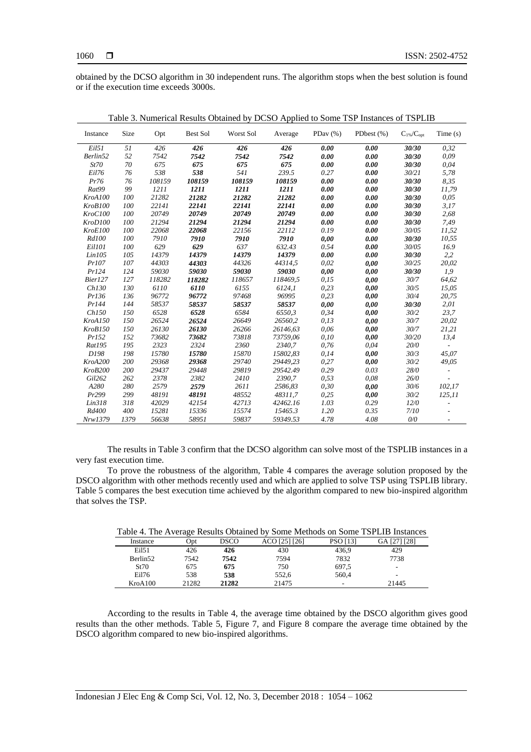obtained by the DCSO algorithm in 30 independent runs. The algorithm stops when the best solution is found or if the execution time exceeds 3000s.

Table 3. Numerical Results Obtained by DCSO Applied to Some TSP Instances of TSPLIB

| Instance | Size | Opt | Best Sol | Worst Sol | Average | PDav (%) | PDbest (%) | $C_{1\%}/C_{opt}$ | Time (s) |
|---|---|---|---|---|---|---|---|---|---|
| *Eil51* | *51* | *426* | ***426*** | ***426*** | ***426*** | ***0.00*** | ***0.00*** | ***30/30*** | *0,32* |
| *Berlin52* | *52* | *7542* | ***7542*** | ***7542*** | ***7542*** | ***0.00*** | ***0.00*** | ***30/30*** | *0,09* |
| *St70* | *70* | *675* | ***675*** | ***675*** | ***675*** | ***0.00*** | ***0.00*** | ***30/30*** | *0,04* |
| *Eil76* | *76* | *538* | ***538*** | *541* | *239.5* | *0.27* | ***0.00*** | *30/21* | *5,78* |
| *Pr76* | *76* | *108159* | ***108159*** | ***108159*** | ***108159*** | ***0.00*** | ***0.00*** | ***30/30*** | *8,35* |
| *Rat99* | *99* | *1211* | ***1211*** | ***1211*** | ***1211*** | ***0.00*** | ***0.00*** | ***30/30*** | *11,79* |
| *KroA100* | *100* | *21282* | ***21282*** | ***21282*** | ***21282*** | ***0.00*** | ***0.00*** | ***30/30*** | *0,05* |
| *KroB100* | *100* | *22141* | ***22141*** | ***22141*** | ***22141*** | ***0.00*** | ***0.00*** | ***30/30*** | *3,17* |
| *KroC100* | *100* | *20749* | ***20749*** | ***20749*** | ***20749*** | ***0.00*** | ***0.00*** | ***30/30*** | *2,68* |
| *KroD100* | *100* | *21294* | ***21294*** | ***21294*** | ***21294*** | ***0.00*** | ***0.00*** | ***30/30*** | *7,49* |
| *KroE100* | *100* | *22068* | ***22068*** | *22156* | *22112* | *0.19* | ***0.00*** | *30/05* | *11,52* |
| *Rd100* | *100* | *7910* | ***7910*** | ***7910*** | ***7910*** | ***0,00*** | ***0.00*** | ***30/30*** | *10,55* |
| *Eil101* | *100* | *629* | ***629*** | *637* | *632.43* | *0.54* | ***0.00*** | *30/05* | *16.9* |
| *Lin105* | *105* | *14379* | ***14379*** | ***14379*** | ***14379*** | ***0.00*** | ***0.00*** | ***30/30*** | *2,2* |
| *Pr107* | *107* | *44303* | ***44303*** | *44326* | *44314,5* | *0,02* | ***0,00*** | *30/25* | *20,02* |
| *Pr124* | *124* | *59030* | ***59030*** | ***59030*** | ***59030*** | ***0,00*** | ***0,00*** | ***30/30*** | *1,9* |
| *Bier127* | *127* | *118282* | ***118282*** | *118657* | *118469,5* | *0,15* | ***0,00*** | *30/7* | *64,62* |
| *Ch130* | *130* | *6110* | ***6110*** | *6155* | *6124,1* | *0,23* | ***0,00*** | *30/5* | *15,05* |
| *Pr136* | *136* | *96772* | ***96772*** | *97468* | *96995* | *0,23* | ***0,00*** | *30/4* | *20,75* |
| *Pr144* | *144* | *58537* | ***58537*** | ***58537*** | ***58537*** | ***0,00*** | ***0,00*** | ***30/30*** | *2,01* |
| *Ch150* | *150* | *6528* | ***6528*** | *6584* | *6550,3* | *0,34* | ***0,00*** | *30/2* | *23,7* |
| *KroA150* | *150* | *26524* | ***26524*** | *26649* | *26560,2* | *0,13* | ***0,00*** | *30/7* | *20,02* |
| *KroB150* | *150* | *26130* | ***26130*** | *26266* | *26146,63* | *0,06* | ***0,00*** | *30/7* | *21,21* |
| *Pr152* | *152* | *73682* | ***73682*** | *73818* | *73759,06* | *0,10* | ***0,00*** | *30/20* | *13,4* |
| *Rat195* | *195* | *2323* | *2324* | *2360* | *2340,7* | *0,76* | *0,04* | *20/0* | - |
| *D198* | *198* | *15780* | ***15780*** | *15870* | *15802,83* | *0,14* | ***0,00*** | *30/3* | *45,07* |
| *KroA200* | *200* | *29368* | ***29368*** | *29740* | *29449,23* | *0,27* | ***0,00*** | *30/2* | *49,05* |
| *KroB200* | *200* | *29437* | *29448* | *29819* | *29542.49* | *0.29* | *0.03* | *28/0* | - |
| *Gil262* | *262* | *2378* | *2382* | *2410* | *2390,7* | *0,53* | *0,08* | *26/0* | - |
| *A280* | *280* | *2579* | ***2579*** | *2611* | *2586,83* | *0,30* | ***0,00*** | *30/6* | *102,17* |
| *Pr299* | *299* | *48191* | ***48191*** | *48552* | *48311,7* | *0,25* | ***0,00*** | *30/2* | *125,11* |
| *Lin318* | *318* | *42029* | *42154* | *42713* | *42462.16* | *1.03* | *0.29* | *12/0* | - |
| *Rd400* | *400* | *15281* | *15336* | *15574* | *15465.3* | *1.20* | *0.35* | *7/10* | - |
| *Nrw1379* | *1379* | *56638* | *58951* | *59837* | *59349.53* | *4.78* | *4.08* | *0/0* | - |

The results in Table 3 confirm that the DCSO algorithm can solve most of the TSPLIB instances in a very fast execution time.

To prove the robustness of the algorithm, Table 4 compares the average solution proposed by the DSCO algorithm with other methods recently used and which are applied to solve TSP using TSPLIB library. Table 5 compares the best execution time achieved by the algorithm compared to new bio-inspired algorithm that solves the TSP.

Table 4. The Average Results Obtained by Some Methods on Some TSPLIB Instances

| Instance | Opt | DSCO | ACO [25] [26] | PSO [13] | GA [27] [28] |
|---|---|---|---|---|---|
| Eil51 | 426 | **426** | 430 | 436,9 | 429 |
| Berlin52 | 7542 | **7542** | 7594 | 7832 | 7738 |
| St70 | 675 | **675** | 750 | 697,5 | - |
| Eil76 | 538 | **538** | 552,6 | 560,4 | - |
| KroA100 | 21282 | **21282** | 21475 | - | 21445 |

According to the results in Table 4, the average time obtained by the DSCO algorithm gives good results than the other methods. Table 5, Figure 7, and Figure 8 compare the average time obtained by the DSCO algorithm compared to new bio-inspired algorithms.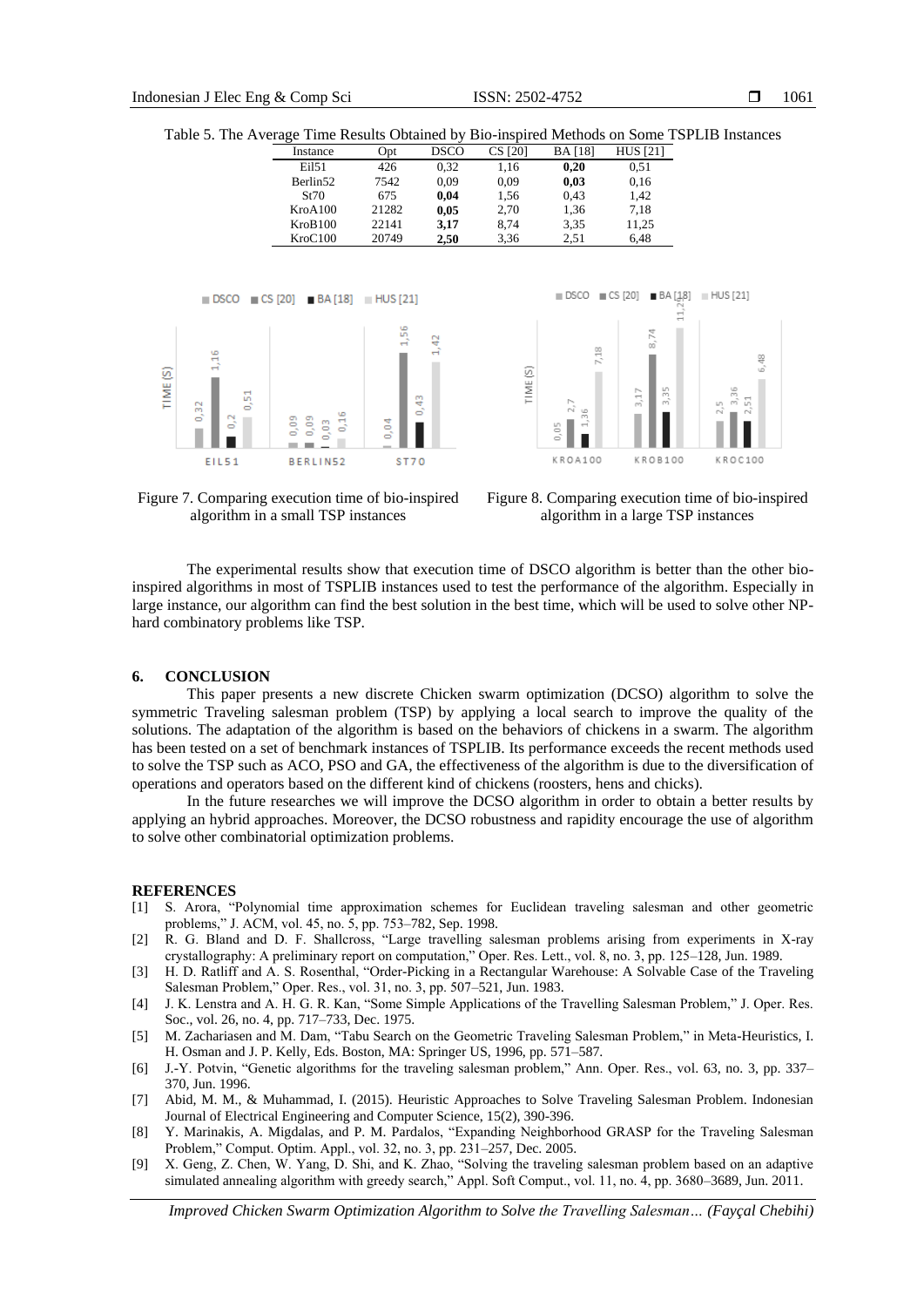Table 5. The Average Time Results Obtained by Bio-inspired Methods on Some TSPLIB Instances

| Instance | Opt | DSCO | CS [20] | BA [18] | HUS [21] |
|---|---|---|---|---|---|
| Eil51 | 426 | 0,32 | 1,16 | **0,20** | 0,51 |
| Berlin52 | 7542 | 0,09 | 0,09 | **0,03** | 0,16 |
| St70 | 675 | **0,04** | 1,56 | 0,43 | 1,42 |
| KroA100 | 21282 | **0,05** | 2,70 | 1,36 | 7,18 |
| KroB100 | 22141 | **3,17** | 8,74 | 3,35 | 11,25 |
| KroC100 | 20749 | **2,50** | 3,36 | 2,51 | 6,48 |

Figure 7. Comparing execution time of bio-inspired algorithm in a small TSP instances

Figure 8. Comparing execution time of bio-inspired algorithm in a large TSP instances

The experimental results show that execution time of DSCO algorithm is better than the other bio-inspired algorithms in most of TSPLIB instances used to test the performance of the algorithm. Especially in large instance, our algorithm can find the best solution in the best time, which will be used to solve other NP-hard combinatory problems like TSP.

## 6. CONCLUSION

This paper presents a new discrete Chicken swarm optimization (DCSO) algorithm to solve the symmetric Traveling salesman problem (TSP) by applying a local search to improve the quality of the solutions. The adaptation of the algorithm is based on the behaviors of chickens in a swarm. The algorithm has been tested on a set of benchmark instances of TSPLIB. Its performance exceeds the recent methods used to solve the TSP such as ACO, PSO and GA, the effectiveness of the algorithm is due to the diversification of operations and operators based on the different kind of chickens (roosters, hens and chicks).

In the future researches we will improve the DCSO algorithm in order to obtain a better results by applying an hybrid approaches. Moreover, the DCSO robustness and rapidity encourage the use of algorithm to solve other combinatorial optimization problems.

## REFERENCES

[1] S. Arora, "Polynomial time approximation schemes for Euclidean traveling salesman and other geometric problems," J. ACM, vol. 45, no. 5, pp. 753–782, Sep. 1998.

[2] R. G. Bland and D. F. Shallcross, "Large travelling salesman problems arising from experiments in X-ray crystallography: A preliminary report on computation," Oper. Res. Lett., vol. 8, no. 3, pp. 125–128, Jun. 1989.

[3] H. D. Ratliff and A. S. Rosenthal, "Order-Picking in a Rectangular Warehouse: A Solvable Case of the Traveling Salesman Problem," Oper. Res., vol. 31, no. 3, pp. 507–521, Jun. 1983.

[4] J. K. Lenstra and A. H. G. R. Kan, "Some Simple Applications of the Travelling Salesman Problem," J. Oper. Res. Soc., vol. 26, no. 4, pp. 717–733, Dec. 1975.

[5] M. Zachariasen and M. Dam, "Tabu Search on the Geometric Traveling Salesman Problem," in Meta-Heuristics, I. H. Osman and J. P. Kelly, Eds. Boston, MA: Springer US, 1996, pp. 571–587.

[6] J.-Y. Potvin, "Genetic algorithms for the traveling salesman problem," Ann. Oper. Res., vol. 63, no. 3, pp. 337–370, Jun. 1996.

[7] Abid, M. M., & Muhammad, I. (2015). Heuristic Approaches to Solve Traveling Salesman Problem. Indonesian Journal of Electrical Engineering and Computer Science, 15(2), 390-396.

[8] Y. Marinakis, A. Migdalas, and P. M. Pardalos, "Expanding Neighborhood GRASP for the Traveling Salesman Problem," Comput. Optim. Appl., vol. 32, no. 3, pp. 231–257, Dec. 2005.

[9] X. Geng, Z. Chen, W. Yang, D. Shi, and K. Zhao, "Solving the traveling salesman problem based on an adaptive simulated annealing algorithm with greedy search," Appl. Soft Comput., vol. 11, no. 4, pp. 3680–3689, Jun. 2011.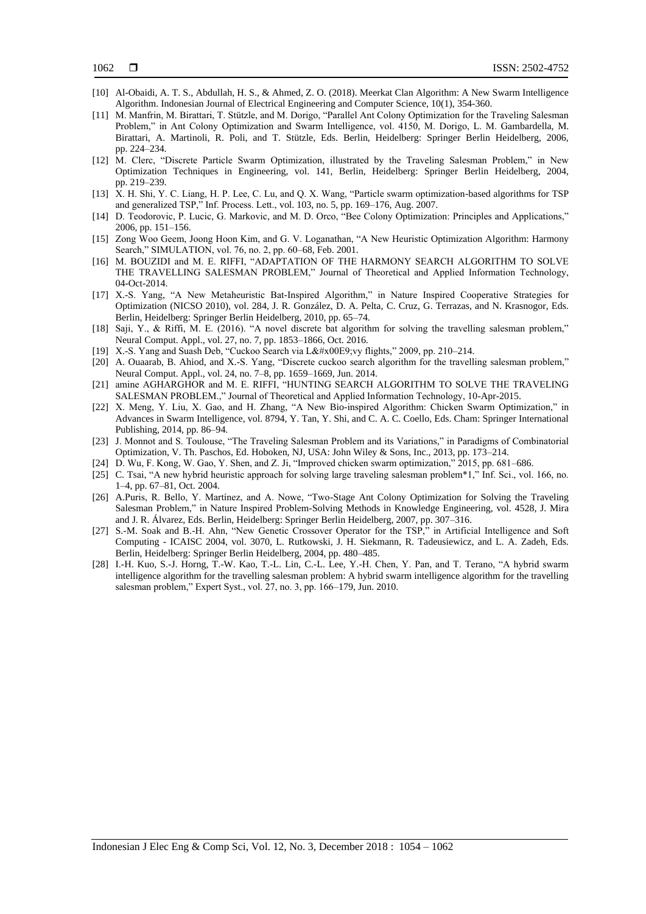[10] Al-Obaidi, A. T. S., Abdullah, H. S., & Ahmed, Z. O. (2018). Meerkat Clan Algorithm: A New Swarm Intelligence Algorithm. Indonesian Journal of Electrical Engineering and Computer Science, 10(1), 354-360.

[11] M. Manfrin, M. Birattari, T. Stützle, and M. Dorigo, "Parallel Ant Colony Optimization for the Traveling Salesman Problem," in Ant Colony Optimization and Swarm Intelligence, vol. 4150, M. Dorigo, L. M. Gambardella, M. Birattari, A. Martinoli, R. Poli, and T. Stützle, Eds. Berlin, Heidelberg: Springer Berlin Heidelberg, 2006, pp. 224–234.

[12] M. Clerc, "Discrete Particle Swarm Optimization, illustrated by the Traveling Salesman Problem," in New Optimization Techniques in Engineering, vol. 141, Berlin, Heidelberg: Springer Berlin Heidelberg, 2004, pp. 219–239.

[13] X. H. Shi, Y. C. Liang, H. P. Lee, C. Lu, and Q. X. Wang, "Particle swarm optimization-based algorithms for TSP and generalized TSP," Inf. Process. Lett., vol. 103, no. 5, pp. 169–176, Aug. 2007.

[14] D. Teodorovic, P. Lucic, G. Markovic, and M. D. Orco, "Bee Colony Optimization: Principles and Applications," 2006, pp. 151–156.

[15] Zong Woo Geem, Joong Hoon Kim, and G. V. Loganathan, "A New Heuristic Optimization Algorithm: Harmony Search," SIMULATION, vol. 76, no. 2, pp. 60–68, Feb. 2001.

[16] M. BOUZIDI and M. E. RIFFI, "ADAPTATION OF THE HARMONY SEARCH ALGORITHM TO SOLVE THE TRAVELLING SALESMAN PROBLEM," Journal of Theoretical and Applied Information Technology, 04-Oct-2014.

[17] X.-S. Yang, "A New Metaheuristic Bat-Inspired Algorithm," in Nature Inspired Cooperative Strategies for Optimization (NICSO 2010), vol. 284, J. R. González, D. A. Pelta, C. Cruz, G. Terrazas, and N. Krasnogor, Eds. Berlin, Heidelberg: Springer Berlin Heidelberg, 2010, pp. 65–74.

[18] Saji, Y., & Riffi, M. E. (2016). "A novel discrete bat algorithm for solving the travelling salesman problem," Neural Comput. Appl., vol. 27, no. 7, pp. 1853–1866, Oct. 2016.

[19] X.-S. Yang and Suash Deb, "Cuckoo Search via L&#x00E9;vy flights," 2009, pp. 210–214.

[20] A. Ouaarab, B. Ahiod, and X.-S. Yang, "Discrete cuckoo search algorithm for the travelling salesman problem," Neural Comput. Appl., vol. 24, no. 7–8, pp. 1659–1669, Jun. 2014.

[21] amine AGHARGHOR and M. E. RIFFI, "HUNTING SEARCH ALGORITHM TO SOLVE THE TRAVELING SALESMAN PROBLEM.," Journal of Theoretical and Applied Information Technology, 10-Apr-2015.

[22] X. Meng, Y. Liu, X. Gao, and H. Zhang, "A New Bio-inspired Algorithm: Chicken Swarm Optimization," in Advances in Swarm Intelligence, vol. 8794, Y. Tan, Y. Shi, and C. A. C. Coello, Eds. Cham: Springer International Publishing, 2014, pp. 86–94.

[23] J. Monnot and S. Toulouse, "The Traveling Salesman Problem and its Variations," in Paradigms of Combinatorial Optimization, V. Th. Paschos, Ed. Hoboken, NJ, USA: John Wiley & Sons, Inc., 2013, pp. 173–214.

[24] D. Wu, F. Kong, W. Gao, Y. Shen, and Z. Ji, "Improved chicken swarm optimization," 2015, pp. 681–686.

[25] C. Tsai, "A new hybrid heuristic approach for solving large traveling salesman problem*1," Inf. Sci., vol. 166, no. 1–4, pp. 67–81, Oct. 2004.

[26] A.Puris, R. Bello, Y. Martínez, and A. Nowe, "Two-Stage Ant Colony Optimization for Solving the Traveling Salesman Problem," in Nature Inspired Problem-Solving Methods in Knowledge Engineering, vol. 4528, J. Mira and J. R. Álvarez, Eds. Berlin, Heidelberg: Springer Berlin Heidelberg, 2007, pp. 307–316.

[27] S.-M. Soak and B.-H. Ahn, "New Genetic Crossover Operator for the TSP," in Artificial Intelligence and Soft Computing - ICAISC 2004, vol. 3070, L. Rutkowski, J. H. Siekmann, R. Tadeusiewicz, and L. A. Zadeh, Eds. Berlin, Heidelberg: Springer Berlin Heidelberg, 2004, pp. 480–485.

[28] I.-H. Kuo, S.-J. Horng, T.-W. Kao, T.-L. Lin, C.-L. Lee, Y.-H. Chen, Y. Pan, and T. Terano, "A hybrid swarm intelligence algorithm for the travelling salesman problem: A hybrid swarm intelligence algorithm for the travelling salesman problem," Expert Syst., vol. 27, no. 3, pp. 166–179, Jun. 2010.